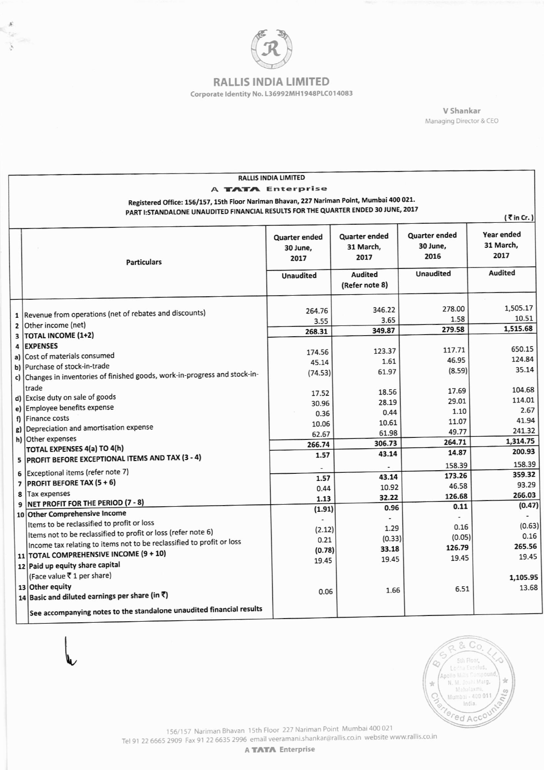# RALLIS INDIA LIMITED

Corporate Identity No. L36992MH1948PLC014083

V Shankar
Managing Director & CEO

**RALLIS INDIA LIMITED**

**A TATA Enterprise**

**Registered Office: 156/157, 15th Floor Nariman Bhavan, 227 Nariman Point, Mumbai 400 021.**

**PART I:STANDALONE UNAUDITED FINANCIAL RESULTS FOR THE QUARTER ENDED 30 JUNE, 2017**

(₹ in Cr.)

| | Particulars | Quarter ended 30 June, 2017 | Quarter ended 31 March, 2017 | Quarter ended 30 June, 2016 | Year ended 31 March, 2017 |
|---|---|---|---|---|---|
| | | Unaudited | Audited (Refer note 8) | Unaudited | Audited |
| 1 | Revenue from operations (net of rebates and discounts) | 264.76 | 346.22 | 278.00 | 1,505.17 |
| 2 | Other income (net) | 3.55 | 3.65 | 1.58 | 10.51 |
| 3 | **TOTAL INCOME (1+2)** | **268.31** | **349.87** | **279.58** | **1,515.68** |
| 4 | **EXPENSES** | | | | |
| a) | Cost of materials consumed | 174.56 | 123.37 | 117.71 | 650.15 |
| b) | Purchase of stock-in-trade | 45.14 | 1.61 | 46.95 | 124.84 |
| c) | Changes in inventories of finished goods, work-in-progress and stock-in-trade | (74.53) | 61.97 | (8.59) | 35.14 |
| d) | Excise duty on sale of goods | 17.52 | 18.56 | 17.69 | 104.68 |
| e) | Employee benefits expense | 30.96 | 28.19 | 29.01 | 114.01 |
| f) | Finance costs | 0.36 | 0.44 | 1.10 | 2.67 |
| g) | Depreciation and amortisation expense | 10.06 | 10.61 | 11.07 | 41.94 |
| h) | Other expenses | 62.67 | 61.98 | 49.77 | 241.32 |
| | **TOTAL EXPENSES 4(a) TO 4(h)** | **266.74** | **306.73** | **264.71** | **1,314.75** |
| 5 | **PROFIT BEFORE EXCEPTIONAL ITEMS AND TAX (3 - 4)** | **1.57** | **43.14** | **14.87** | **200.93** |
| 6 | Exceptional items (refer note 7) | - | - | 158.39 | 158.39 |
| 7 | **PROFIT BEFORE TAX (5 + 6)** | **1.57** | **43.14** | **173.26** | **359.32** |
| 8 | Tax expenses | 0.44 | 10.92 | 46.58 | 93.29 |
| 9 | **NET PROFIT FOR THE PERIOD (7 - 8)** | **1.13** | **32.22** | **126.68** | **266.03** |
| 10 | **Other Comprehensive Income** | **(1.91)** | **0.96** | **0.11** | **(0.47)** |
| | Items to be reclassified to profit or loss | - | - | - | - |
| | Items not to be reclassified to profit or loss (refer note 6) | (2.12) | 1.29 | 0.16 | (0.63) |
| | Income tax relating to items not to be reclassified to profit or loss | 0.21 | (0.33) | (0.05) | 0.16 |
| 11 | **TOTAL COMPREHENSIVE INCOME (9 + 10)** | **(0.78)** | **33.18** | **126.79** | **265.56** |
| 12 | **Paid up equity share capital** (Face value ₹ 1 per share) | 19.45 | 19.45 | 19.45 | 19.45 |
| 13 | **Other equity** | | | | 1,105.95 |
| 14 | **Basic and diluted earnings per share (in ₹)** | 0.06 | 1.66 | 6.51 | 13.68 |
| | **See accompanying notes to the standalone unaudited financial results** | | | | |

156/157 Nariman Bhavan 15th Floor 227 Nariman Point Mumbai 400 021
Tel 91 22 6665 2909 Fax 91 22 6635 2996 email veeramani.shankar@rallis.co.in website www.rallis.co.in

A TATA Enterprise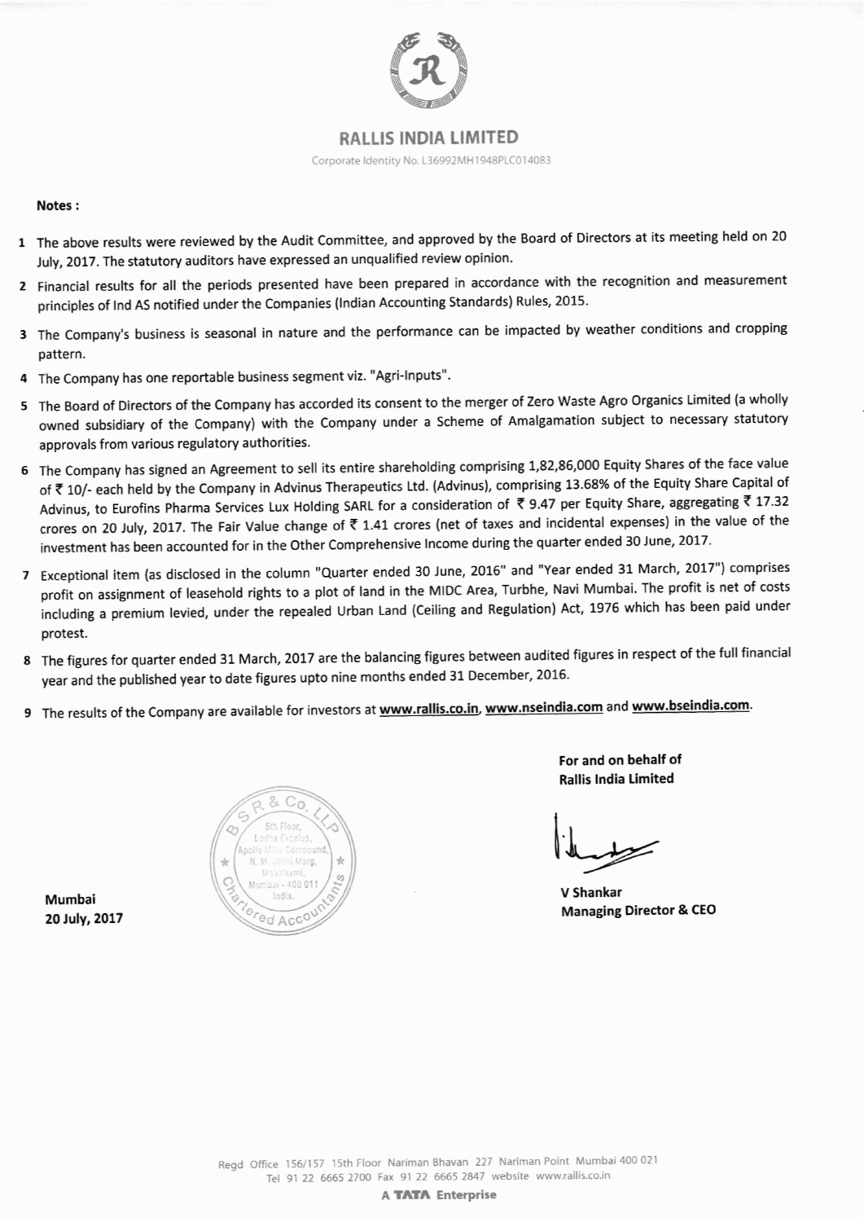# RALLIS INDIA LIMITED

Corporate Identity No. L36992MH1948PLC014083

**Notes :**

1. The above results were reviewed by the Audit Committee, and approved by the Board of Directors at its meeting held on 20 July, 2017. The statutory auditors have expressed an unqualified review opinion.
2. Financial results for all the periods presented have been prepared in accordance with the recognition and measurement principles of Ind AS notified under the Companies (Indian Accounting Standards) Rules, 2015.
3. The Company's business is seasonal in nature and the performance can be impacted by weather conditions and cropping pattern.
4. The Company has one reportable business segment viz. "Agri-Inputs".
5. The Board of Directors of the Company has accorded its consent to the merger of Zero Waste Agro Organics Limited (a wholly owned subsidiary of the Company) with the Company under a Scheme of Amalgamation subject to necessary statutory approvals from various regulatory authorities.
6. The Company has signed an Agreement to sell its entire shareholding comprising 1,82,86,000 Equity Shares of the face value of ₹ 10/- each held by the Company in Advinus Therapeutics Ltd. (Advinus), comprising 13.68% of the Equity Share Capital of Advinus, to Eurofins Pharma Services Lux Holding SARL for a consideration of ₹ 9.47 per Equity Share, aggregating ₹ 17.32 crores on 20 July, 2017. The Fair Value change of ₹ 1.41 crores (net of taxes and incidental expenses) in the value of the investment has been accounted for in the Other Comprehensive Income during the quarter ended 30 June, 2017.
7. Exceptional item (as disclosed in the column "Quarter ended 30 June, 2016" and "Year ended 31 March, 2017") comprises profit on assignment of leasehold rights to a plot of land in the MIDC Area, Turbhe, Navi Mumbai. The profit is net of costs including a premium levied, under the repealed Urban Land (Ceiling and Regulation) Act, 1976 which has been paid under protest.
8. The figures for quarter ended 31 March, 2017 are the balancing figures between audited figures in respect of the full financial year and the published year to date figures upto nine months ended 31 December, 2016.
9. The results of the Company are available for investors at **www.rallis.co.in**, **www.nseindia.com** and **www.bseindia.com**.

**For and on behalf of**
**Rallis India Limited**

**V Shankar**
**Managing Director & CEO**

**Mumbai**
**20 July, 2017**

Regd Office 156/157 15th Floor Nariman Bhavan 227 Nariman Point Mumbai 400 021
Tel 91 22 6665 2700 Fax 91 22 6665 2847 website www.rallis.co.in

**A TATA Enterprise**